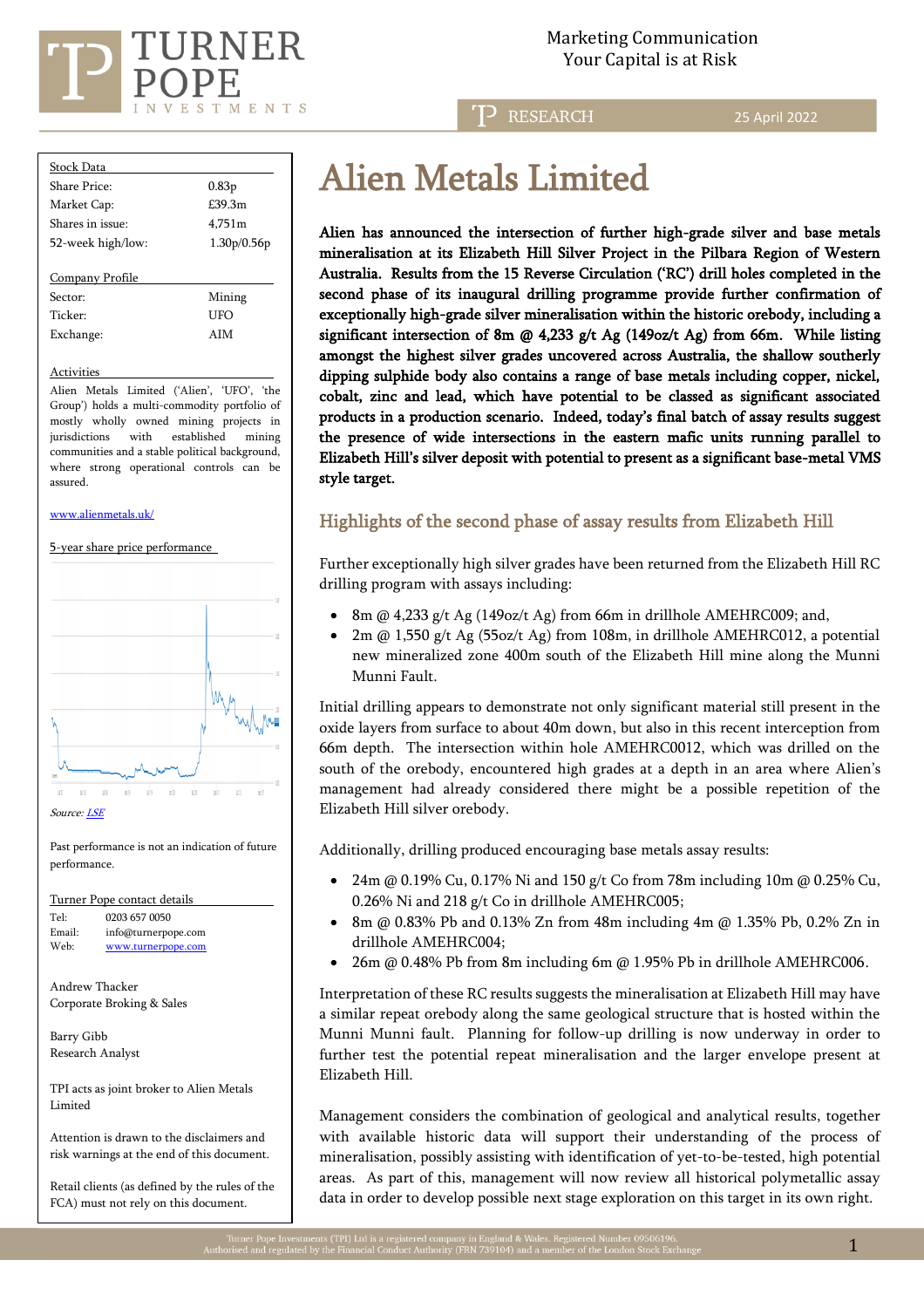Marketing Communication
Your Capital is at Risk

RESEARCH — 25 April 2022

# Alien Metals Limited

| Stock Data | |
|---|---|
| Share Price: | 0.83p |
| Market Cap: | £39.3m |
| Shares in issue: | 4,751m |
| 52-week high/low: | 1.30p/0.56p |

| Company Profile | |
|---|---|
| Sector: | Mining |
| Ticker: | UFO |
| Exchange: | AIM |

**Activities**

Alien Metals Limited ('Alien', 'UFO', 'the Group') holds a multi-commodity portfolio of mostly wholly owned mining projects in jurisdictions with established mining communities and a stable political background, where strong operational controls can be assured.

www.alienmetals.uk/

5-year share price performance

Source: LSE

Past performance is not an indication of future performance.

**Turner Pope contact details**

Tel: 0203 657 0050
Email: info@turnerpope.com
Web: www.turnerpope.com

Andrew Thacker
Corporate Broking & Sales

Barry Gibb
Research Analyst

TPI acts as joint broker to Alien Metals Limited

Attention is drawn to the disclaimers and risk warnings at the end of this document.

Retail clients (as defined by the rules of the FCA) must not rely on this document.

**Alien has announced the intersection of further high-grade silver and base metals mineralisation at its Elizabeth Hill Silver Project in the Pilbara Region of Western Australia. Results from the 15 Reverse Circulation ('RC') drill holes completed in the second phase of its inaugural drilling programme provide further confirmation of exceptionally high-grade silver mineralisation within the historic orebody, including a significant intersection of 8m @ 4,233 g/t Ag (149oz/t Ag) from 66m. While listing amongst the highest silver grades uncovered across Australia, the shallow southerly dipping sulphide body also contains a range of base metals including copper, nickel, cobalt, zinc and lead, which have potential to be classed as significant associated products in a production scenario. Indeed, today's final batch of assay results suggest the presence of wide intersections in the eastern mafic units running parallel to Elizabeth Hill's silver deposit with potential to present as a significant base-metal VMS style target.**

## Highlights of the second phase of assay results from Elizabeth Hill

Further exceptionally high silver grades have been returned from the Elizabeth Hill RC drilling program with assays including:

- 8m @ 4,233 g/t Ag (149oz/t Ag) from 66m in drillhole AMEHRC009; and,
- 2m @ 1,550 g/t Ag (55oz/t Ag) from 108m, in drillhole AMEHRC012, a potential new mineralized zone 400m south of the Elizabeth Hill mine along the Munni Munni Fault.

Initial drilling appears to demonstrate not only significant material still present in the oxide layers from surface to about 40m down, but also in this recent interception from 66m depth. The intersection within hole AMEHRC0012, which was drilled on the south of the orebody, encountered high grades at a depth in an area where Alien's management had already considered there might be a possible repetition of the Elizabeth Hill silver orebody.

Additionally, drilling produced encouraging base metals assay results:

- 24m @ 0.19% Cu, 0.17% Ni and 150 g/t Co from 78m including 10m @ 0.25% Cu, 0.26% Ni and 218 g/t Co in drillhole AMEHRC005;
- 8m @ 0.83% Pb and 0.13% Zn from 48m including 4m @ 1.35% Pb, 0.2% Zn in drillhole AMEHRC004;
- 26m @ 0.48% Pb from 8m including 6m @ 1.95% Pb in drillhole AMEHRC006.

Interpretation of these RC results suggests the mineralisation at Elizabeth Hill may have a similar repeat orebody along the same geological structure that is hosted within the Munni Munni fault. Planning for follow-up drilling is now underway in order to further test the potential repeat mineralisation and the larger envelope present at Elizabeth Hill.

Management considers the combination of geological and analytical results, together with available historic data will support their understanding of the process of mineralisation, possibly assisting with identification of yet-to-be-tested, high potential areas. As part of this, management will now review all historical polymetallic assay data in order to develop possible next stage exploration on this target in its own right.

Turner Pope Investments (TPI) Ltd is a registered company in England & Wales. Registered Number 09506196.
Authorised and regulated by the Financial Conduct Authority (FRN 739104) and a member of the London Stock Exchange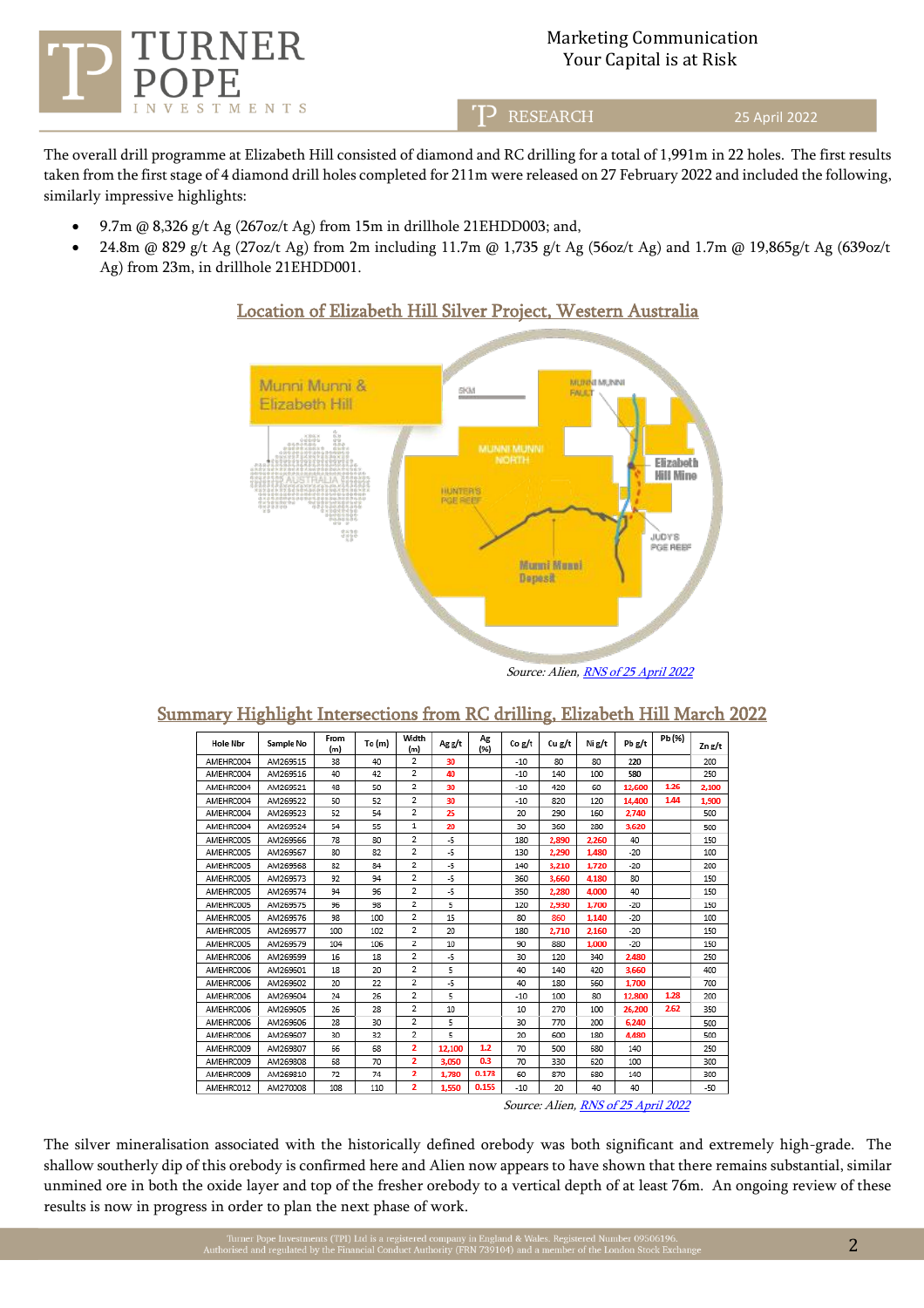The overall drill programme at Elizabeth Hill consisted of diamond and RC drilling for a total of 1,991m in 22 holes. The first results taken from the first stage of 4 diamond drill holes completed for 211m were released on 27 February 2022 and included the following, similarly impressive highlights:

- 9.7m @ 8,326 g/t Ag (267oz/t Ag) from 15m in drillhole 21EHDD003; and,
- 24.8m @ 829 g/t Ag (27oz/t Ag) from 2m including 11.7m @ 1,735 g/t Ag (56oz/t Ag) and 1.7m @ 19,865g/t Ag (639oz/t Ag) from 23m, in drillhole 21EHDD001.

## Location of Elizabeth Hill Silver Project, Western Australia

Source: Alien, RNS of 25 April 2022

## Summary Highlight Intersections from RC drilling, Elizabeth Hill March 2022

| Hole Nbr | Sample No | From (m) | To (m) | Width (m) | Ag g/t | Ag (%) | Co g/t | Cu g/t | Ni g/t | Pb g/t | Pb (%) | Zn g/t |
|---|---|---|---|---|---|---|---|---|---|---|---|---|
| AMEHRC004 | AM269515 | 38 | 40 | 2 | 30 | | -10 | 80 | 80 | 220 | | 200 |
| AMEHRC004 | AM269516 | 40 | 42 | 2 | 40 | | -10 | 140 | 100 | 580 | | 250 |
| AMEHRC004 | AM269521 | 48 | 50 | 2 | 30 | | -10 | 420 | 60 | 12,600 | 1.26 | 2,100 |
| AMEHRC004 | AM269522 | 50 | 52 | 2 | 30 | | -10 | 820 | 120 | 14,400 | 1.44 | 1,900 |
| AMEHRC004 | AM269523 | 52 | 54 | 2 | 25 | | 20 | 290 | 160 | 2,740 | | 500 |
| AMEHRC004 | AM269524 | 54 | 55 | 1 | 20 | | 30 | 360 | 280 | 3,620 | | 500 |
| AMEHRC005 | AM269566 | 78 | 80 | 2 | -5 | | 180 | 2,890 | 2,260 | 40 | | 150 |
| AMEHRC005 | AM269567 | 80 | 82 | 2 | -5 | | 130 | 2,290 | 1,480 | -20 | | 100 |
| AMEHRC005 | AM269568 | 82 | 84 | 2 | -5 | | 140 | 3,210 | 1,720 | -20 | | 200 |
| AMEHRC005 | AM269573 | 92 | 94 | 2 | -5 | | 360 | 3,660 | 4,180 | 80 | | 150 |
| AMEHRC005 | AM269574 | 94 | 96 | 2 | -5 | | 350 | 2,280 | 4,000 | 40 | | 150 |
| AMEHRC005 | AM269575 | 96 | 98 | 2 | 5 | | 120 | 2,930 | 1,700 | -20 | | 150 |
| AMEHRC005 | AM269576 | 98 | 100 | 2 | 15 | | 80 | 860 | 1,140 | -20 | | 100 |
| AMEHRC005 | AM269577 | 100 | 102 | 2 | 20 | | 180 | 2,710 | 2,160 | -20 | | 150 |
| AMEHRC005 | AM269579 | 104 | 106 | 2 | 10 | | 90 | 880 | 1,000 | -20 | | 150 |
| AMEHRC006 | AM269599 | 16 | 18 | 2 | -5 | | 30 | 120 | 340 | 2,480 | | 250 |
| AMEHRC006 | AM269601 | 18 | 20 | 2 | 5 | | 40 | 140 | 420 | 3,660 | | 400 |
| AMEHRC006 | AM269602 | 20 | 22 | 2 | -5 | | 40 | 180 | 560 | 1,700 | | 700 |
| AMEHRC006 | AM269604 | 24 | 26 | 2 | 5 | | -10 | 100 | 80 | 12,800 | 1.28 | 200 |
| AMEHRC006 | AM269605 | 26 | 28 | 2 | 10 | | 10 | 270 | 100 | 26,200 | 2.62 | 350 |
| AMEHRC006 | AM269606 | 28 | 30 | 2 | 5 | | 30 | 770 | 200 | 6,240 | | 500 |
| AMEHRC006 | AM269607 | 30 | 32 | 2 | 5 | | 20 | 600 | 180 | 4,480 | | 500 |
| AMEHRC009 | AM269807 | 66 | 68 | 2 | 12,100 | 1.2 | 70 | 500 | 680 | 140 | | 250 |
| AMEHRC009 | AM269808 | 68 | 70 | 2 | 3,050 | 0.3 | 70 | 330 | 620 | 100 | | 300 |
| AMEHRC009 | AM269810 | 72 | 74 | 2 | 1,780 | 0.178 | 60 | 870 | 680 | 140 | | 300 |
| AMEHRC012 | AM270008 | 108 | 110 | 2 | 1,550 | 0.155 | -10 | 20 | 40 | 40 | | -50 |

Source: Alien, RNS of 25 April 2022

The silver mineralisation associated with the historically defined orebody was both significant and extremely high-grade. The shallow southerly dip of this orebody is confirmed here and Alien now appears to have shown that there remains substantial, similar unmined ore in both the oxide layer and top of the fresher orebody to a vertical depth of at least 76m. An ongoing review of these results is now in progress in order to plan the next phase of work.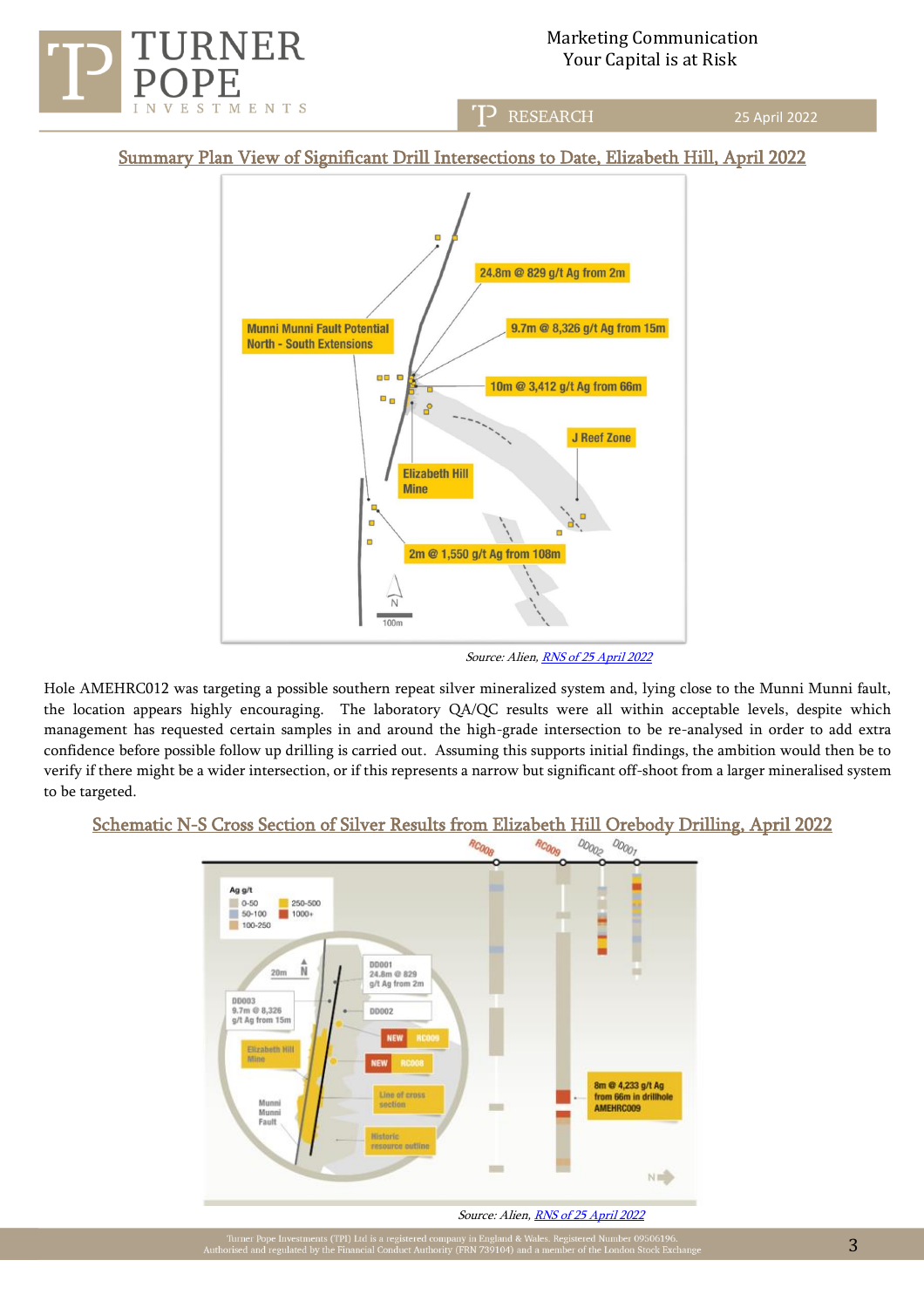## Summary Plan View of Significant Drill Intersections to Date, Elizabeth Hill, April 2022

*Source: Alien, [RNS of 25 April 2022]*

Hole AMEHRC012 was targeting a possible southern repeat silver mineralized system and, lying close to the Munni Munni fault, the location appears highly encouraging. The laboratory QA/QC results were all within acceptable levels, despite which management has requested certain samples in and around the high-grade intersection to be re-analysed in order to add extra confidence before possible follow up drilling is carried out. Assuming this supports initial findings, the ambition would then be to verify if there might be a wider intersection, or if this represents a narrow but significant off-shoot from a larger mineralised system to be targeted.

## Schematic N-S Cross Section of Silver Results from Elizabeth Hill Orebody Drilling, April 2022

*Source: Alien, [RNS of 25 April 2022]*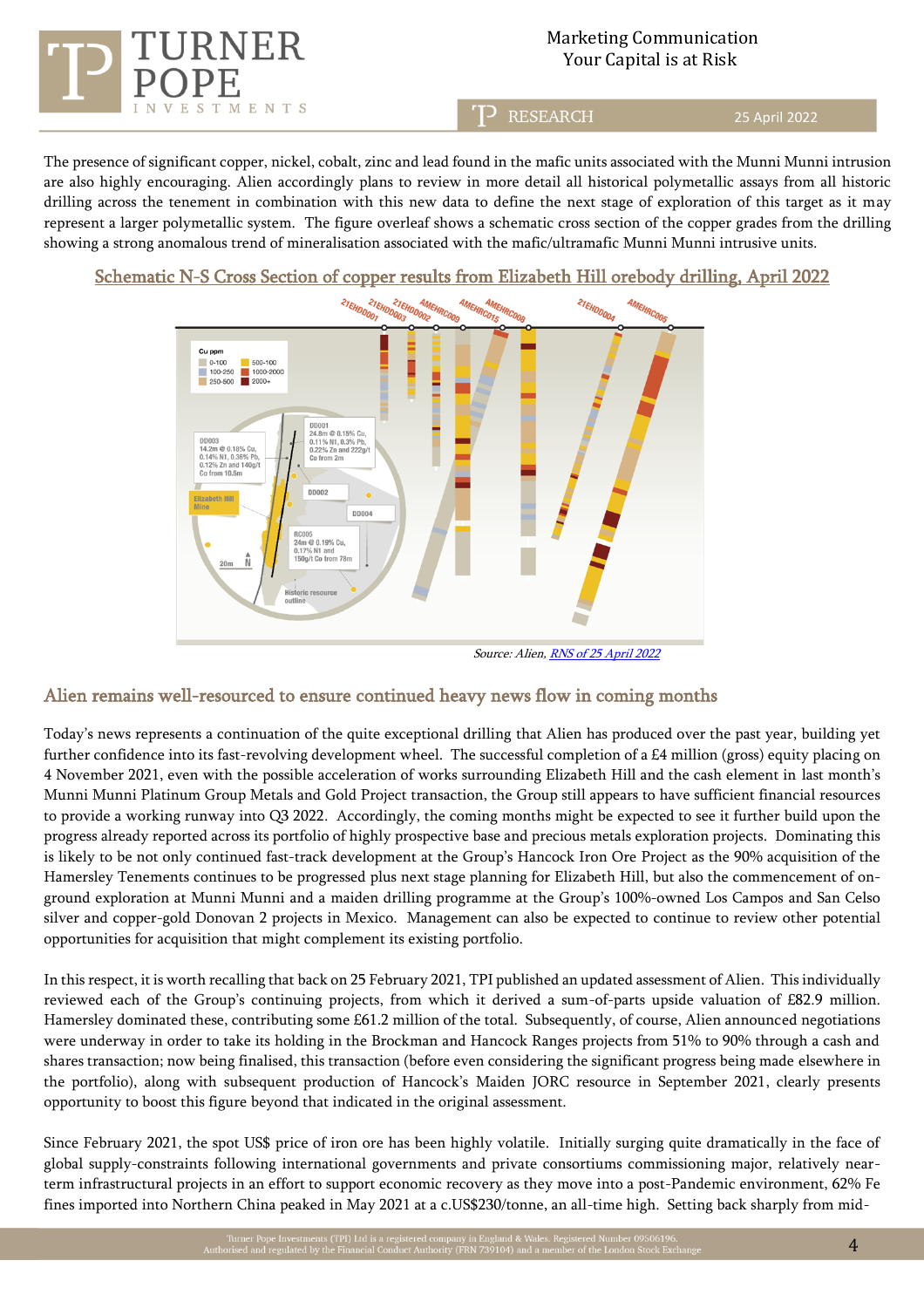The presence of significant copper, nickel, cobalt, zinc and lead found in the mafic units associated with the Munni Munni intrusion are also highly encouraging. Alien accordingly plans to review in more detail all historical polymetallic assays from all historic drilling across the tenement in conjunction with this new data to define the next stage of exploration of this target as it may represent a larger polymetallic system. The figure overleaf shows a schematic cross section of the copper grades from the drilling showing a strong anomalous trend of mineralisation associated with the mafic/ultramafic Munni Munni intrusive units.

Schematic N-S Cross Section of copper results from Elizabeth Hill orebody drilling, April 2022

*Source: Alien, RNS of 25 April 2022*

## Alien remains well-resourced to ensure continued heavy news flow in coming months

Today's news represents a continuation of the quite exceptional drilling that Alien has produced over the past year, building yet further confidence into its fast-revolving development wheel. The successful completion of a £4 million (gross) equity placing on 4 November 2021, even with the possible acceleration of works surrounding Elizabeth Hill and the cash element in last month's Munni Munni Platinum Group Metals and Gold Project transaction, the Group still appears to have sufficient financial resources to provide a working runway into Q3 2022. Accordingly, the coming months might be expected to see it further build upon the progress already reported across its portfolio of highly prospective base and precious metals exploration projects. Dominating this is likely to be not only continued fast-track development at the Group's Hancock Iron Ore Project as the 90% acquisition of the Hamersley Tenements continues to be progressed plus next stage planning for Elizabeth Hill, but also the commencement of on-ground exploration at Munni Munni and a maiden drilling programme at the Group's 100%-owned Los Campos and San Celso silver and copper-gold Donovan 2 projects in Mexico. Management can also be expected to continue to review other potential opportunities for acquisition that might complement its existing portfolio.

In this respect, it is worth recalling that back on 25 February 2021, TPI published an updated assessment of Alien. This individually reviewed each of the Group's continuing projects, from which it derived a sum-of-parts upside valuation of £82.9 million. Hamersley dominated these, contributing some £61.2 million of the total. Subsequently, of course, Alien announced negotiations were underway in order to take its holding in the Brockman and Hancock Ranges projects from 51% to 90% through a cash and shares transaction; now being finalised, this transaction (before even considering the significant progress being made elsewhere in the portfolio), along with subsequent production of Hancock's Maiden JORC resource in September 2021, clearly presents opportunity to boost this figure beyond that indicated in the original assessment.

Since February 2021, the spot US$ price of iron ore has been highly volatile. Initially surging quite dramatically in the face of global supply-constraints following international governments and private consortiums commissioning major, relatively near-term infrastructural projects in an effort to support economic recovery as they move into a post-Pandemic environment, 62% Fe fines imported into Northern China peaked in May 2021 at a c.US$230/tonne, an all-time high. Setting back sharply from mid-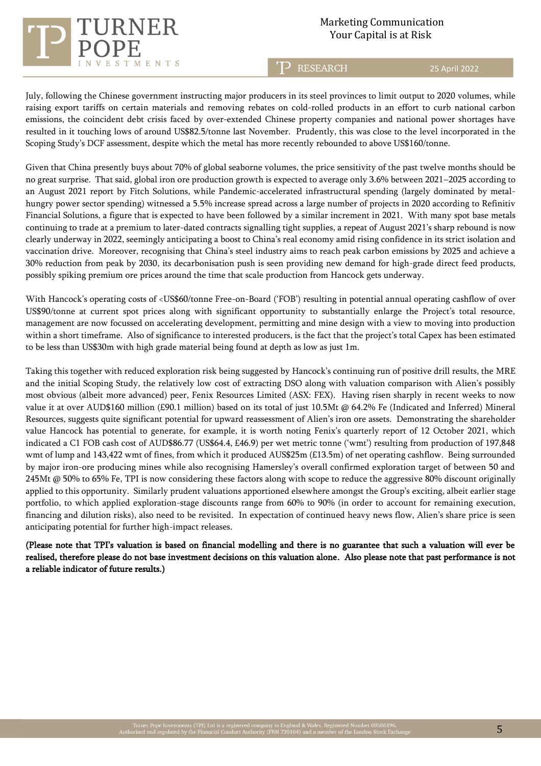July, following the Chinese government instructing major producers in its steel provinces to limit output to 2020 volumes, while raising export tariffs on certain materials and removing rebates on cold-rolled products in an effort to curb national carbon emissions, the coincident debt crisis faced by over-extended Chinese property companies and national power shortages have resulted in it touching lows of around US$82.5/tonne last November. Prudently, this was close to the level incorporated in the Scoping Study's DCF assessment, despite which the metal has more recently rebounded to above US$160/tonne.

Given that China presently buys about 70% of global seaborne volumes, the price sensitivity of the past twelve months should be no great surprise. That said, global iron ore production growth is expected to average only 3.6% between 2021–2025 according to an August 2021 report by Fitch Solutions, while Pandemic-accelerated infrastructural spending (largely dominated by metal-hungry power sector spending) witnessed a 5.5% increase spread across a large number of projects in 2020 according to Refinitiv Financial Solutions, a figure that is expected to have been followed by a similar increment in 2021. With many spot base metals continuing to trade at a premium to later-dated contracts signalling tight supplies, a repeat of August 2021's sharp rebound is now clearly underway in 2022, seemingly anticipating a boost to China's real economy amid rising confidence in its strict isolation and vaccination drive. Moreover, recognising that China's steel industry aims to reach peak carbon emissions by 2025 and achieve a 30% reduction from peak by 2030, its decarbonisation push is seen providing new demand for high-grade direct feed products, possibly spiking premium ore prices around the time that scale production from Hancock gets underway.

With Hancock's operating costs of <US$60/tonne Free-on-Board ('FOB') resulting in potential annual operating cashflow of over US$90/tonne at current spot prices along with significant opportunity to substantially enlarge the Project's total resource, management are now focussed on accelerating development, permitting and mine design with a view to moving into production within a short timeframe. Also of significance to interested producers, is the fact that the project's total Capex has been estimated to be less than US$30m with high grade material being found at depth as low as just 1m.

Taking this together with reduced exploration risk being suggested by Hancock's continuing run of positive drill results, the MRE and the initial Scoping Study, the relatively low cost of extracting DSO along with valuation comparison with Alien's possibly most obvious (albeit more advanced) peer, Fenix Resources Limited (ASX: FEX). Having risen sharply in recent weeks to now value it at over AUD$160 million (£90.1 million) based on its total of just 10.5Mt @ 64.2% Fe (Indicated and Inferred) Mineral Resources, suggests quite significant potential for upward reassessment of Alien's iron ore assets. Demonstrating the shareholder value Hancock has potential to generate, for example, it is worth noting Fenix's quarterly report of 12 October 2021, which indicated a C1 FOB cash cost of AUD$86.77 (US$64.4, £46.9) per wet metric tonne ('wmt') resulting from production of 197,848 wmt of lump and 143,422 wmt of fines, from which it produced AUS$25m (£13.5m) of net operating cashflow. Being surrounded by major iron-ore producing mines while also recognising Hamersley's overall confirmed exploration target of between 50 and 245Mt @ 50% to 65% Fe, TPI is now considering these factors along with scope to reduce the aggressive 80% discount originally applied to this opportunity. Similarly prudent valuations apportioned elsewhere amongst the Group's exciting, albeit earlier stage portfolio, to which applied exploration-stage discounts range from 60% to 90% (in order to account for remaining execution, financing and dilution risks), also need to be revisited. In expectation of continued heavy news flow, Alien's share price is seen anticipating potential for further high-impact releases.

**(Please note that TPI's valuation is based on financial modelling and there is no guarantee that such a valuation will ever be realised, therefore please do not base investment decisions on this valuation alone. Also please note that past performance is not a reliable indicator of future results.)**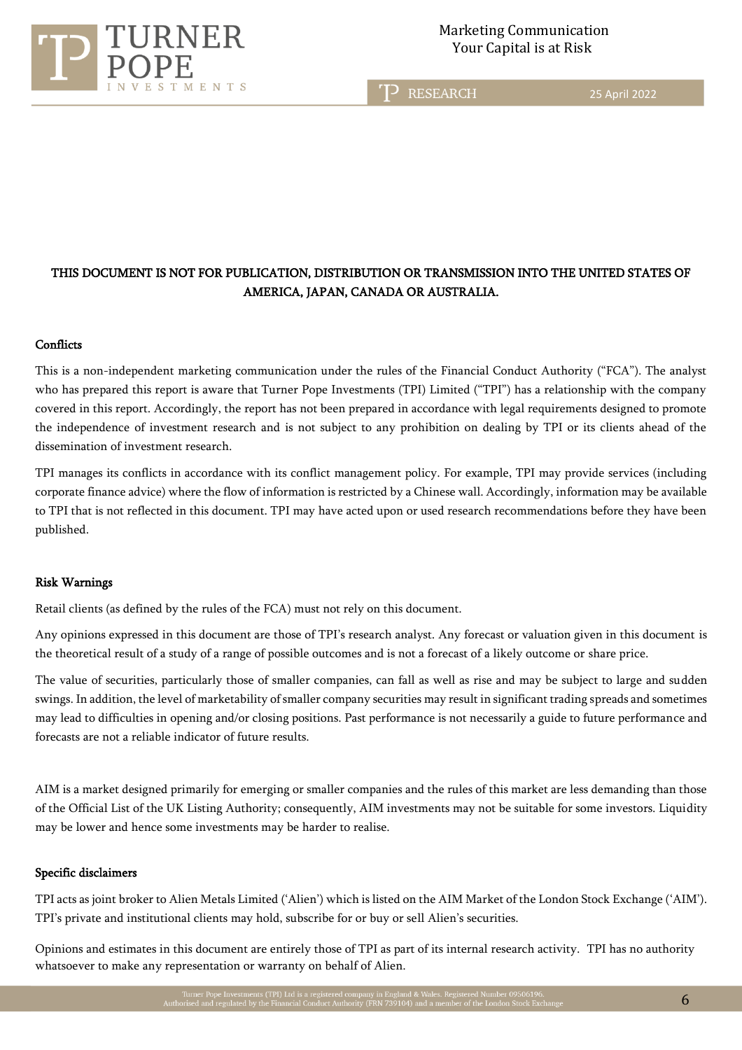**THIS DOCUMENT IS NOT FOR PUBLICATION, DISTRIBUTION OR TRANSMISSION INTO THE UNITED STATES OF AMERICA, JAPAN, CANADA OR AUSTRALIA.**

## Conflicts

This is a non-independent marketing communication under the rules of the Financial Conduct Authority ("FCA"). The analyst who has prepared this report is aware that Turner Pope Investments (TPI) Limited ("TPI") has a relationship with the company covered in this report. Accordingly, the report has not been prepared in accordance with legal requirements designed to promote the independence of investment research and is not subject to any prohibition on dealing by TPI or its clients ahead of the dissemination of investment research.

TPI manages its conflicts in accordance with its conflict management policy. For example, TPI may provide services (including corporate finance advice) where the flow of information is restricted by a Chinese wall. Accordingly, information may be available to TPI that is not reflected in this document. TPI may have acted upon or used research recommendations before they have been published.

## Risk Warnings

Retail clients (as defined by the rules of the FCA) must not rely on this document.

Any opinions expressed in this document are those of TPI's research analyst. Any forecast or valuation given in this document is the theoretical result of a study of a range of possible outcomes and is not a forecast of a likely outcome or share price.

The value of securities, particularly those of smaller companies, can fall as well as rise and may be subject to large and sudden swings. In addition, the level of marketability of smaller company securities may result in significant trading spreads and sometimes may lead to difficulties in opening and/or closing positions. Past performance is not necessarily a guide to future performance and forecasts are not a reliable indicator of future results.

AIM is a market designed primarily for emerging or smaller companies and the rules of this market are less demanding than those of the Official List of the UK Listing Authority; consequently, AIM investments may not be suitable for some investors. Liquidity may be lower and hence some investments may be harder to realise.

## Specific disclaimers

TPI acts as joint broker to Alien Metals Limited ('Alien') which is listed on the AIM Market of the London Stock Exchange ('AIM'). TPI's private and institutional clients may hold, subscribe for or buy or sell Alien's securities.

Opinions and estimates in this document are entirely those of TPI as part of its internal research activity. TPI has no authority whatsoever to make any representation or warranty on behalf of Alien.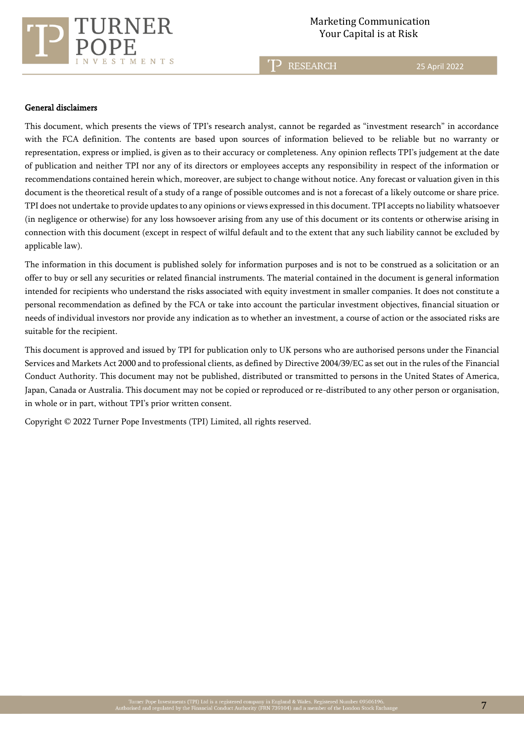## General disclaimers

This document, which presents the views of TPI's research analyst, cannot be regarded as "investment research" in accordance with the FCA definition. The contents are based upon sources of information believed to be reliable but no warranty or representation, express or implied, is given as to their accuracy or completeness. Any opinion reflects TPI's judgement at the date of publication and neither TPI nor any of its directors or employees accepts any responsibility in respect of the information or recommendations contained herein which, moreover, are subject to change without notice. Any forecast or valuation given in this document is the theoretical result of a study of a range of possible outcomes and is not a forecast of a likely outcome or share price. TPI does not undertake to provide updates to any opinions or views expressed in this document. TPI accepts no liability whatsoever (in negligence or otherwise) for any loss howsoever arising from any use of this document or its contents or otherwise arising in connection with this document (except in respect of wilful default and to the extent that any such liability cannot be excluded by applicable law).

The information in this document is published solely for information purposes and is not to be construed as a solicitation or an offer to buy or sell any securities or related financial instruments. The material contained in the document is general information intended for recipients who understand the risks associated with equity investment in smaller companies. It does not constitute a personal recommendation as defined by the FCA or take into account the particular investment objectives, financial situation or needs of individual investors nor provide any indication as to whether an investment, a course of action or the associated risks are suitable for the recipient.

This document is approved and issued by TPI for publication only to UK persons who are authorised persons under the Financial Services and Markets Act 2000 and to professional clients, as defined by Directive 2004/39/EC as set out in the rules of the Financial Conduct Authority. This document may not be published, distributed or transmitted to persons in the United States of America, Japan, Canada or Australia. This document may not be copied or reproduced or re-distributed to any other person or organisation, in whole or in part, without TPI's prior written consent.

Copyright © 2022 Turner Pope Investments (TPI) Limited, all rights reserved.